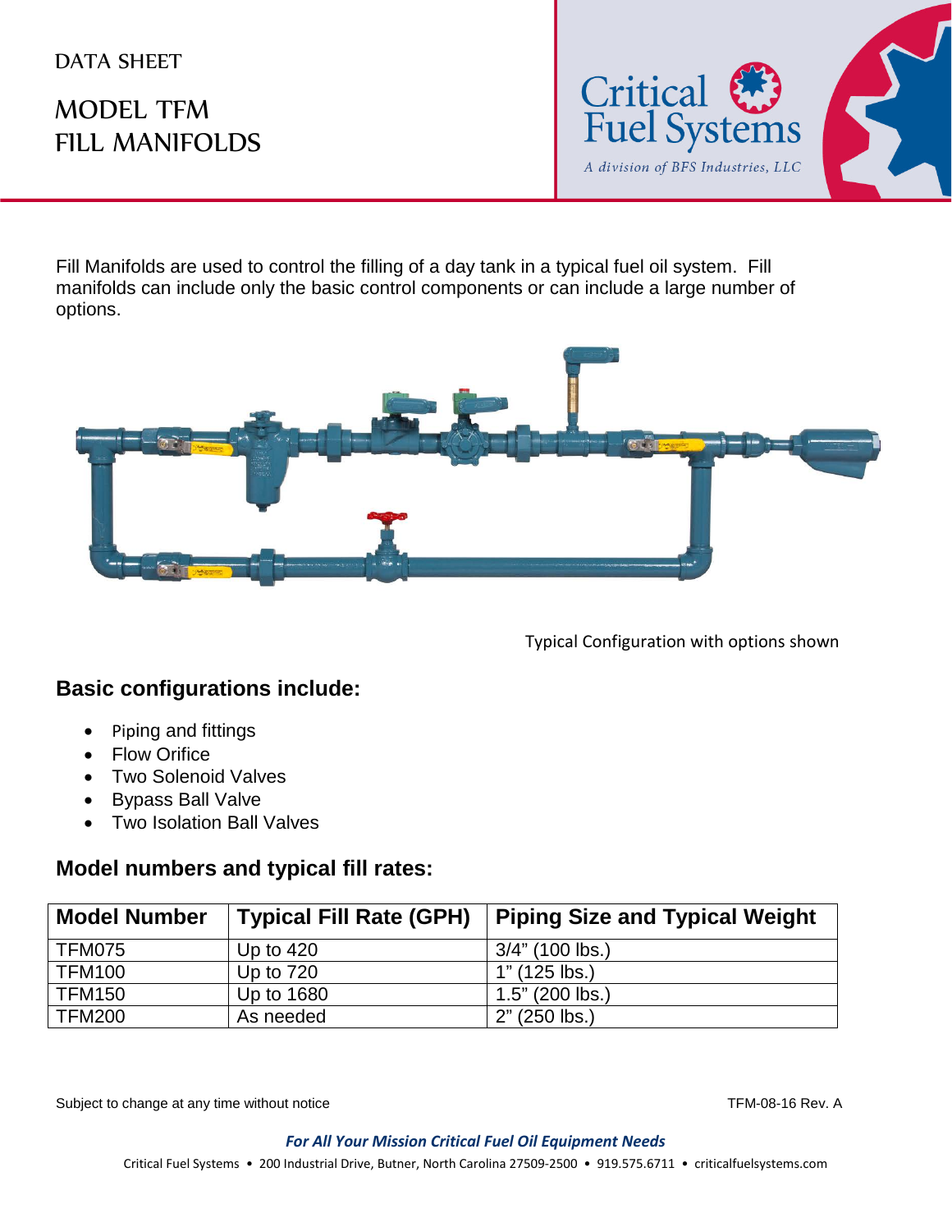DATA SHEET

# MODEL TFM FILL MANIFOLDS

Critical Fuel Systems
*A division of BFS Industries, LLC*

Fill Manifolds are used to control the filling of a day tank in a typical fuel oil system. Fill manifolds can include only the basic control components or can include a large number of options.

Typical Configuration with options shown

## Basic configurations include:

- Piping and fittings
- Flow Orifice
- Two Solenoid Valves
- Bypass Ball Valve
- Two Isolation Ball Valves

## Model numbers and typical fill rates:

| Model Number | Typical Fill Rate (GPH) | Piping Size and Typical Weight |
|---|---|---|
| TFM075 | Up to 420 | 3/4" (100 lbs.) |
| TFM100 | Up to 720 | 1" (125 lbs.) |
| TFM150 | Up to 1680 | 1.5" (200 lbs.) |
| TFM200 | As needed | 2" (250 lbs.) |

Subject to change at any time without notice

TFM-08-16 Rev. A

***For All Your Mission Critical Fuel Oil Equipment Needs***

Critical Fuel Systems • 200 Industrial Drive, Butner, North Carolina 27509-2500 • 919.575.6711 • criticalfuelsystems.com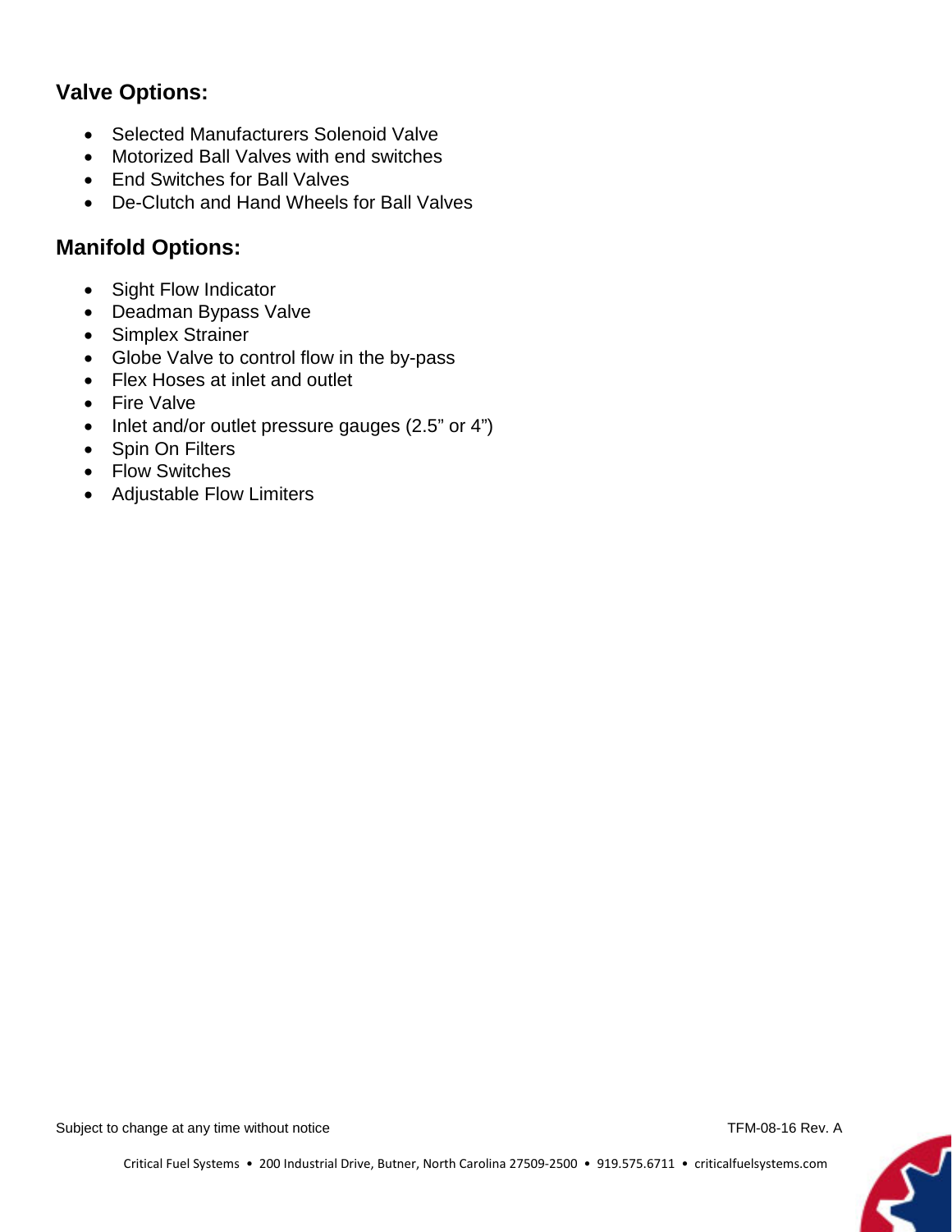## Valve Options:

- Selected Manufacturers Solenoid Valve
- Motorized Ball Valves with end switches
- End Switches for Ball Valves
- De-Clutch and Hand Wheels for Ball Valves

## Manifold Options:

- Sight Flow Indicator
- Deadman Bypass Valve
- Simplex Strainer
- Globe Valve to control flow in the by-pass
- Flex Hoses at inlet and outlet
- Fire Valve
- Inlet and/or outlet pressure gauges (2.5" or 4")
- Spin On Filters
- Flow Switches
- Adjustable Flow Limiters